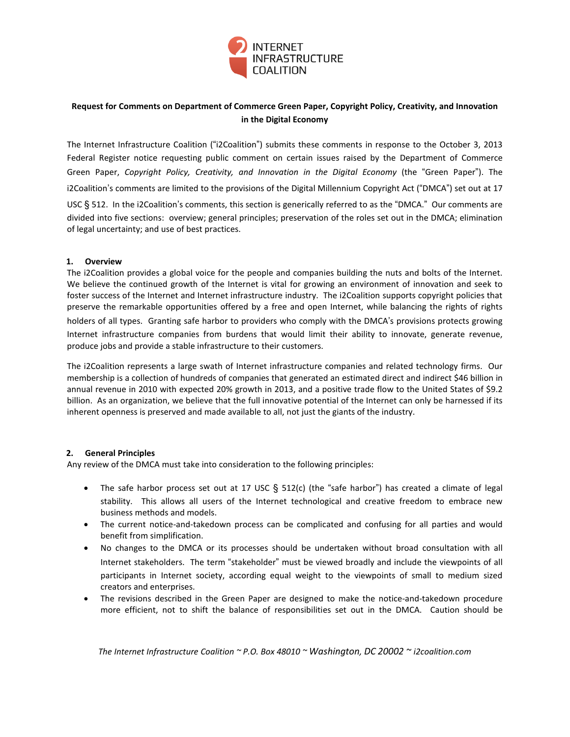INTERNET INFRASTRUCTURE COALITION

**Request for Comments on Department of Commerce Green Paper, Copyright Policy, Creativity, and Innovation in the Digital Economy**

The Internet Infrastructure Coalition ("i2Coalition") submits these comments in response to the October 3, 2013 Federal Register notice requesting public comment on certain issues raised by the Department of Commerce Green Paper, *Copyright Policy, Creativity, and Innovation in the Digital Economy* (the "Green Paper"). The i2Coalition's comments are limited to the provisions of the Digital Millennium Copyright Act ("DMCA") set out at 17 USC § 512. In the i2Coalition's comments, this section is generically referred to as the "DMCA." Our comments are divided into five sections: overview; general principles; preservation of the roles set out in the DMCA; elimination of legal uncertainty; and use of best practices.

**1. Overview**

The i2Coalition provides a global voice for the people and companies building the nuts and bolts of the Internet. We believe the continued growth of the Internet is vital for growing an environment of innovation and seek to foster success of the Internet and Internet infrastructure industry. The i2Coalition supports copyright policies that preserve the remarkable opportunities offered by a free and open Internet, while balancing the rights of rights holders of all types. Granting safe harbor to providers who comply with the DMCA's provisions protects growing Internet infrastructure companies from burdens that would limit their ability to innovate, generate revenue, produce jobs and provide a stable infrastructure to their customers.

The i2Coalition represents a large swath of Internet infrastructure companies and related technology firms. Our membership is a collection of hundreds of companies that generated an estimated direct and indirect $46 billion in annual revenue in 2010 with expected 20% growth in 2013, and a positive trade flow to the United States of $9.2 billion. As an organization, we believe that the full innovative potential of the Internet can only be harnessed if its inherent openness is preserved and made available to all, not just the giants of the industry.

**2. General Principles**

Any review of the DMCA must take into consideration to the following principles:

- The safe harbor process set out at 17 USC § 512(c) (the "safe harbor") has created a climate of legal stability. This allows all users of the Internet technological and creative freedom to embrace new business methods and models.
- The current notice-and-takedown process can be complicated and confusing for all parties and would benefit from simplification.
- No changes to the DMCA or its processes should be undertaken without broad consultation with all Internet stakeholders. The term "stakeholder" must be viewed broadly and include the viewpoints of all participants in Internet society, according equal weight to the viewpoints of small to medium sized creators and enterprises.
- The revisions described in the Green Paper are designed to make the notice-and-takedown procedure more efficient, not to shift the balance of responsibilities set out in the DMCA. Caution should be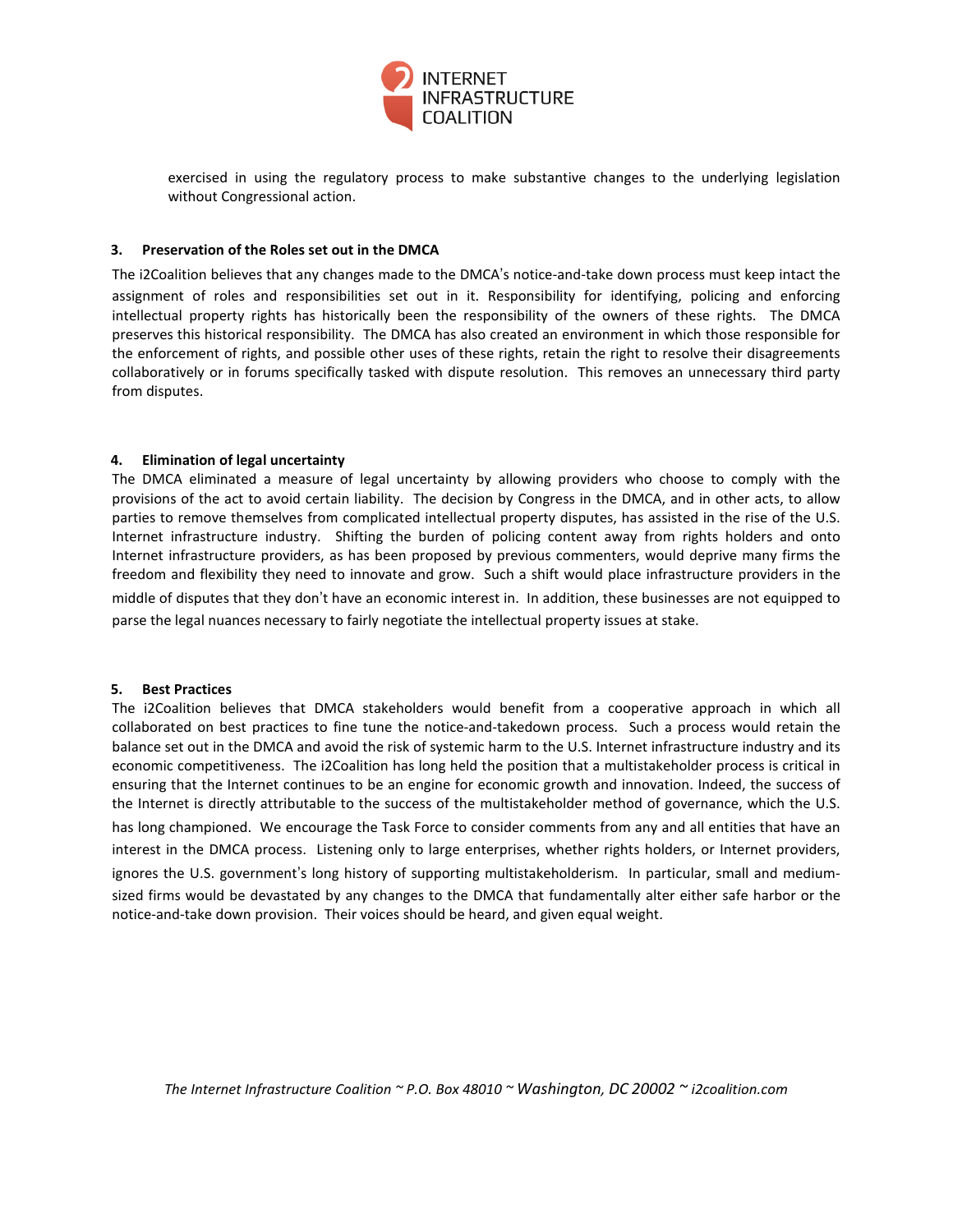exercised in using the regulatory process to make substantive changes to the underlying legislation without Congressional action.

**3. Preservation of the Roles set out in the DMCA**

The i2Coalition believes that any changes made to the DMCA's notice-and-take down process must keep intact the assignment of roles and responsibilities set out in it. Responsibility for identifying, policing and enforcing intellectual property rights has historically been the responsibility of the owners of these rights. The DMCA preserves this historical responsibility. The DMCA has also created an environment in which those responsible for the enforcement of rights, and possible other uses of these rights, retain the right to resolve their disagreements collaboratively or in forums specifically tasked with dispute resolution. This removes an unnecessary third party from disputes.

**4. Elimination of legal uncertainty**

The DMCA eliminated a measure of legal uncertainty by allowing providers who choose to comply with the provisions of the act to avoid certain liability. The decision by Congress in the DMCA, and in other acts, to allow parties to remove themselves from complicated intellectual property disputes, has assisted in the rise of the U.S. Internet infrastructure industry. Shifting the burden of policing content away from rights holders and onto Internet infrastructure providers, as has been proposed by previous commenters, would deprive many firms the freedom and flexibility they need to innovate and grow. Such a shift would place infrastructure providers in the middle of disputes that they don't have an economic interest in. In addition, these businesses are not equipped to parse the legal nuances necessary to fairly negotiate the intellectual property issues at stake.

**5. Best Practices**

The i2Coalition believes that DMCA stakeholders would benefit from a cooperative approach in which all collaborated on best practices to fine tune the notice-and-takedown process. Such a process would retain the balance set out in the DMCA and avoid the risk of systemic harm to the U.S. Internet infrastructure industry and its economic competitiveness. The i2Coalition has long held the position that a multistakeholder process is critical in ensuring that the Internet continues to be an engine for economic growth and innovation. Indeed, the success of the Internet is directly attributable to the success of the multistakeholder method of governance, which the U.S. has long championed. We encourage the Task Force to consider comments from any and all entities that have an interest in the DMCA process. Listening only to large enterprises, whether rights holders, or Internet providers, ignores the U.S. government's long history of supporting multistakeholderism. In particular, small and medium-sized firms would be devastated by any changes to the DMCA that fundamentally alter either safe harbor or the notice-and-take down provision. Their voices should be heard, and given equal weight.